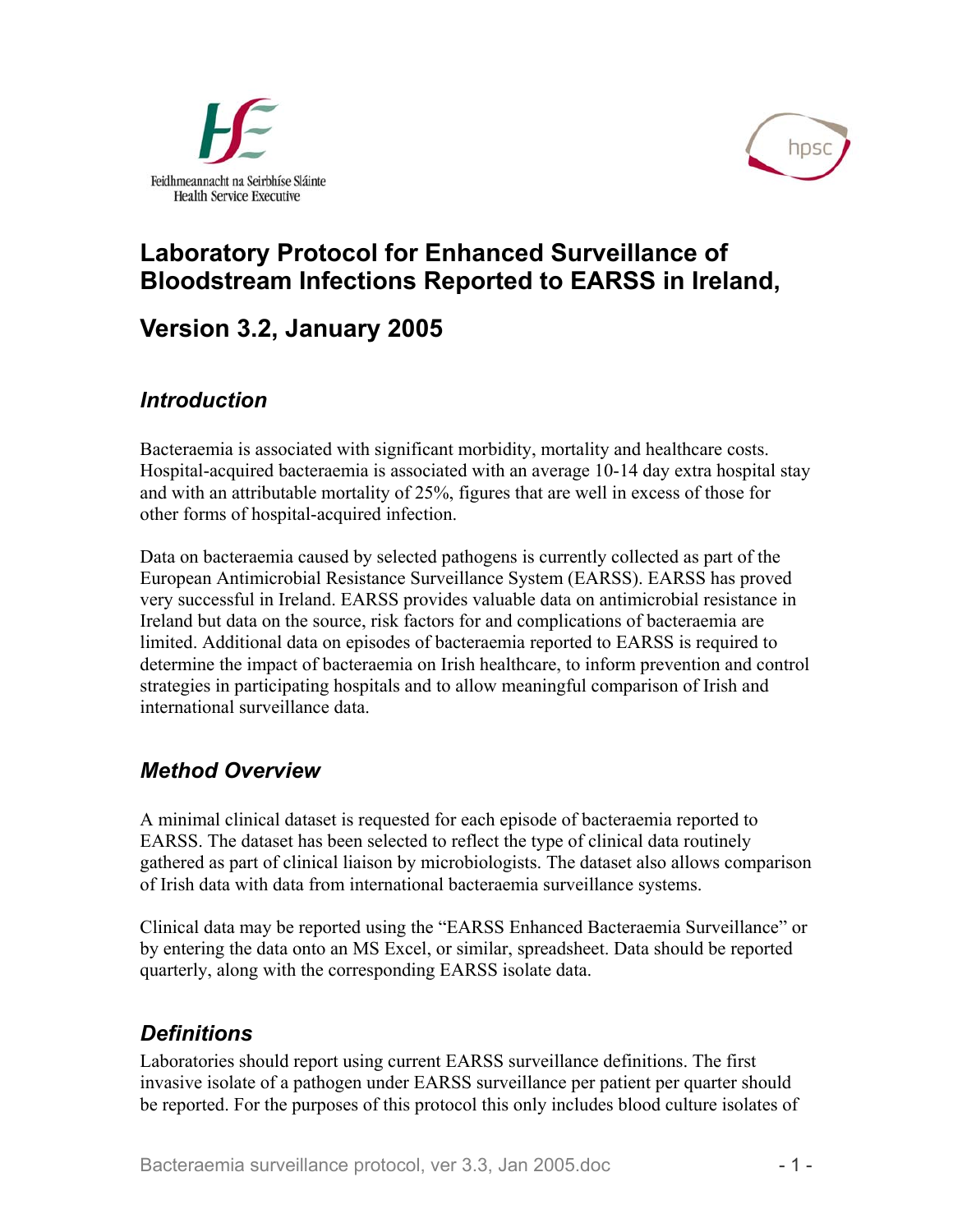Feidhmeannacht na Seirbhíse Sláinte
Health Service Executive

hpsc

# Laboratory Protocol for Enhanced Surveillance of Bloodstream Infections Reported to EARSS in Ireland,

# Version 3.2, January 2005

## *Introduction*

Bacteraemia is associated with significant morbidity, mortality and healthcare costs. Hospital-acquired bacteraemia is associated with an average 10-14 day extra hospital stay and with an attributable mortality of 25%, figures that are well in excess of those for other forms of hospital-acquired infection.

Data on bacteraemia caused by selected pathogens is currently collected as part of the European Antimicrobial Resistance Surveillance System (EARSS). EARSS has proved very successful in Ireland. EARSS provides valuable data on antimicrobial resistance in Ireland but data on the source, risk factors for and complications of bacteraemia are limited. Additional data on episodes of bacteraemia reported to EARSS is required to determine the impact of bacteraemia on Irish healthcare, to inform prevention and control strategies in participating hospitals and to allow meaningful comparison of Irish and international surveillance data.

## *Method Overview*

A minimal clinical dataset is requested for each episode of bacteraemia reported to EARSS. The dataset has been selected to reflect the type of clinical data routinely gathered as part of clinical liaison by microbiologists. The dataset also allows comparison of Irish data with data from international bacteraemia surveillance systems.

Clinical data may be reported using the "EARSS Enhanced Bacteraemia Surveillance" or by entering the data onto an MS Excel, or similar, spreadsheet. Data should be reported quarterly, along with the corresponding EARSS isolate data.

## *Definitions*

Laboratories should report using current EARSS surveillance definitions. The first invasive isolate of a pathogen under EARSS surveillance per patient per quarter should be reported. For the purposes of this protocol this only includes blood culture isolates of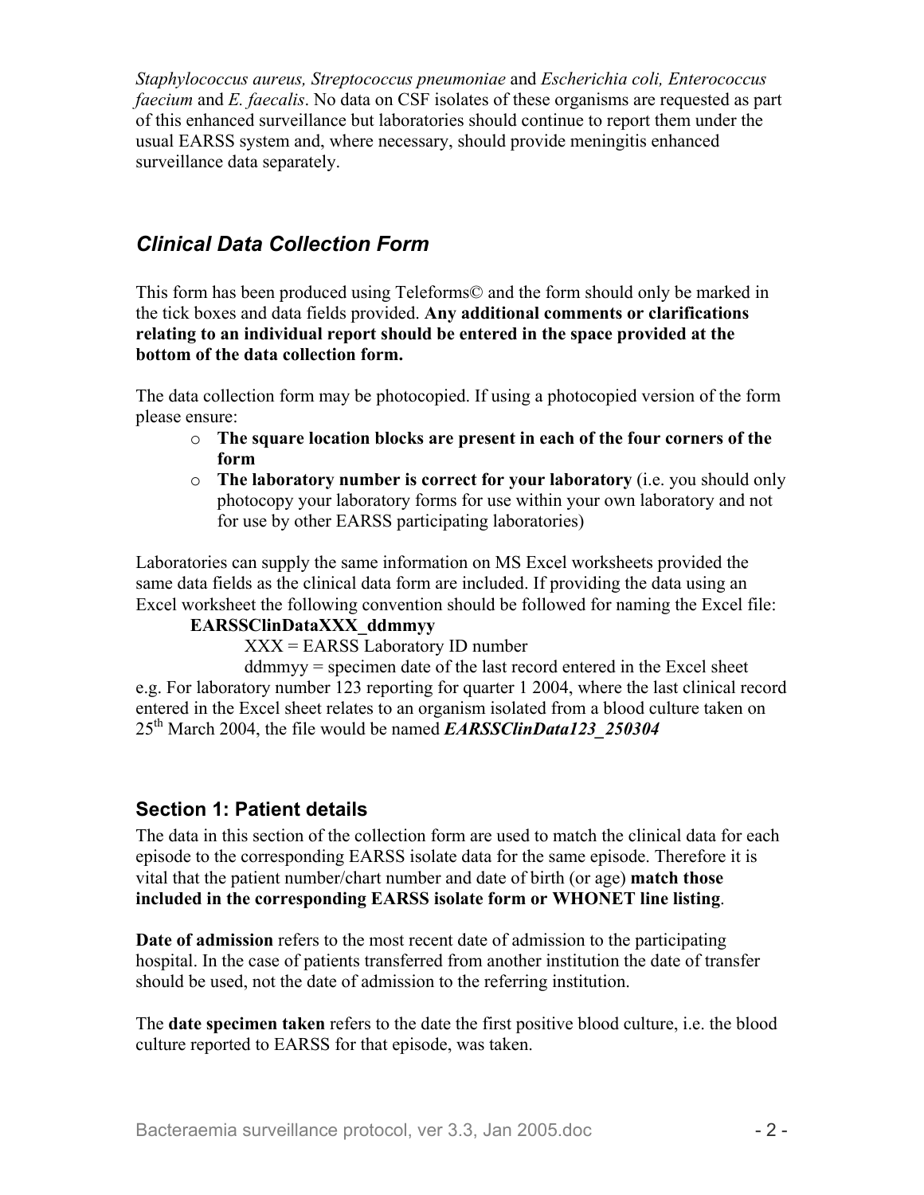*Staphylococcus aureus, Streptococcus pneumoniae* and *Escherichia coli, Enterococcus faecium* and *E. faecalis*. No data on CSF isolates of these organisms are requested as part of this enhanced surveillance but laboratories should continue to report them under the usual EARSS system and, where necessary, should provide meningitis enhanced surveillance data separately.

## *Clinical Data Collection Form*

This form has been produced using Teleforms© and the form should only be marked in the tick boxes and data fields provided. **Any additional comments or clarifications relating to an individual report should be entered in the space provided at the bottom of the data collection form.**

The data collection form may be photocopied. If using a photocopied version of the form please ensure:

- **The square location blocks are present in each of the four corners of the form**
- **The laboratory number is correct for your laboratory** (i.e. you should only photocopy your laboratory forms for use within your own laboratory and not for use by other EARSS participating laboratories)

Laboratories can supply the same information on MS Excel worksheets provided the same data fields as the clinical data form are included. If providing the data using an Excel worksheet the following convention should be followed for naming the Excel file:

**EARSSClinDataXXX_ddmmyy**

XXX = EARSS Laboratory ID number

ddmmyy = specimen date of the last record entered in the Excel sheet

e.g. For laboratory number 123 reporting for quarter 1 2004, where the last clinical record entered in the Excel sheet relates to an organism isolated from a blood culture taken on 25th March 2004, the file would be named ***EARSSClinData123_250304***

### Section 1: Patient details

The data in this section of the collection form are used to match the clinical data for each episode to the corresponding EARSS isolate data for the same episode. Therefore it is vital that the patient number/chart number and date of birth (or age) **match those included in the corresponding EARSS isolate form or WHONET line listing**.

**Date of admission** refers to the most recent date of admission to the participating hospital. In the case of patients transferred from another institution the date of transfer should be used, not the date of admission to the referring institution.

The **date specimen taken** refers to the date the first positive blood culture, i.e. the blood culture reported to EARSS for that episode, was taken.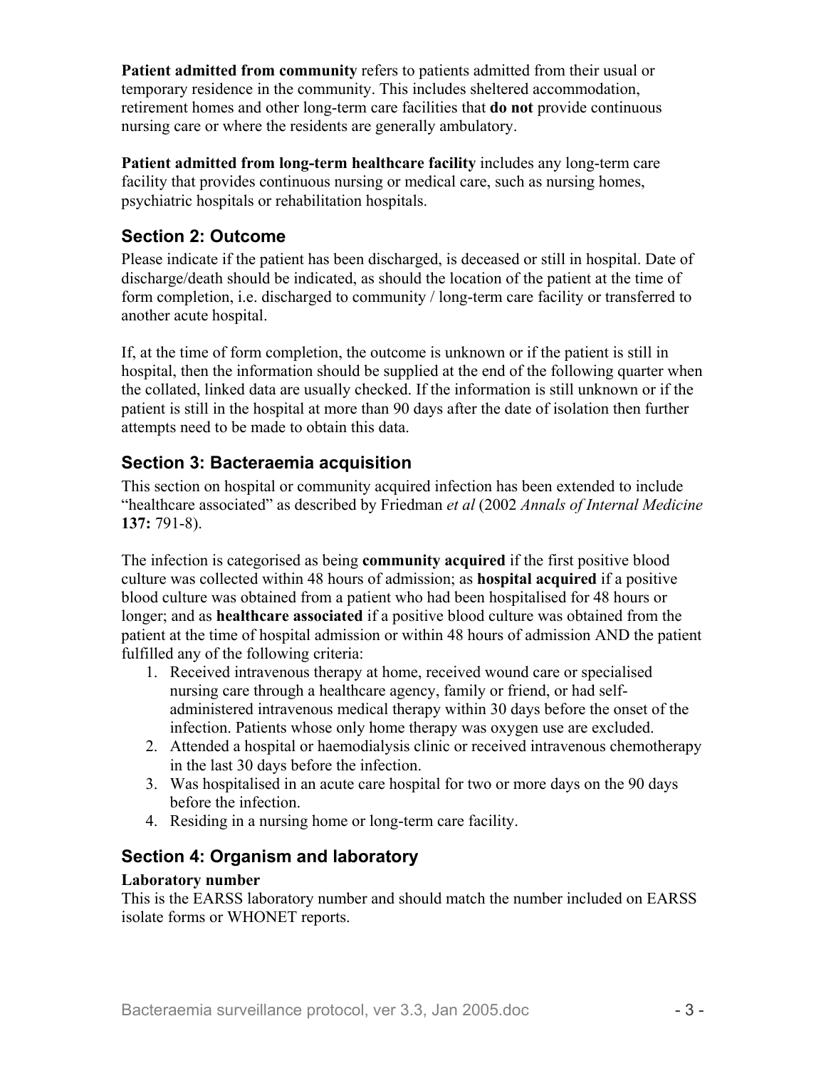**Patient admitted from community** refers to patients admitted from their usual or temporary residence in the community. This includes sheltered accommodation, retirement homes and other long-term care facilities that **do not** provide continuous nursing care or where the residents are generally ambulatory.

**Patient admitted from long-term healthcare facility** includes any long-term care facility that provides continuous nursing or medical care, such as nursing homes, psychiatric hospitals or rehabilitation hospitals.

## Section 2: Outcome

Please indicate if the patient has been discharged, is deceased or still in hospital. Date of discharge/death should be indicated, as should the location of the patient at the time of form completion, i.e. discharged to community / long-term care facility or transferred to another acute hospital.

If, at the time of form completion, the outcome is unknown or if the patient is still in hospital, then the information should be supplied at the end of the following quarter when the collated, linked data are usually checked. If the information is still unknown or if the patient is still in the hospital at more than 90 days after the date of isolation then further attempts need to be made to obtain this data.

## Section 3: Bacteraemia acquisition

This section on hospital or community acquired infection has been extended to include "healthcare associated" as described by Friedman *et al* (2002 *Annals of Internal Medicine* **137:** 791-8).

The infection is categorised as being **community acquired** if the first positive blood culture was collected within 48 hours of admission; as **hospital acquired** if a positive blood culture was obtained from a patient who had been hospitalised for 48 hours or longer; and as **healthcare associated** if a positive blood culture was obtained from the patient at the time of hospital admission or within 48 hours of admission AND the patient fulfilled any of the following criteria:

1. Received intravenous therapy at home, received wound care or specialised nursing care through a healthcare agency, family or friend, or had self-administered intravenous medical therapy within 30 days before the onset of the infection. Patients whose only home therapy was oxygen use are excluded.
2. Attended a hospital or haemodialysis clinic or received intravenous chemotherapy in the last 30 days before the infection.
3. Was hospitalised in an acute care hospital for two or more days on the 90 days before the infection.
4. Residing in a nursing home or long-term care facility.

## Section 4: Organism and laboratory

**Laboratory number**

This is the EARSS laboratory number and should match the number included on EARSS isolate forms or WHONET reports.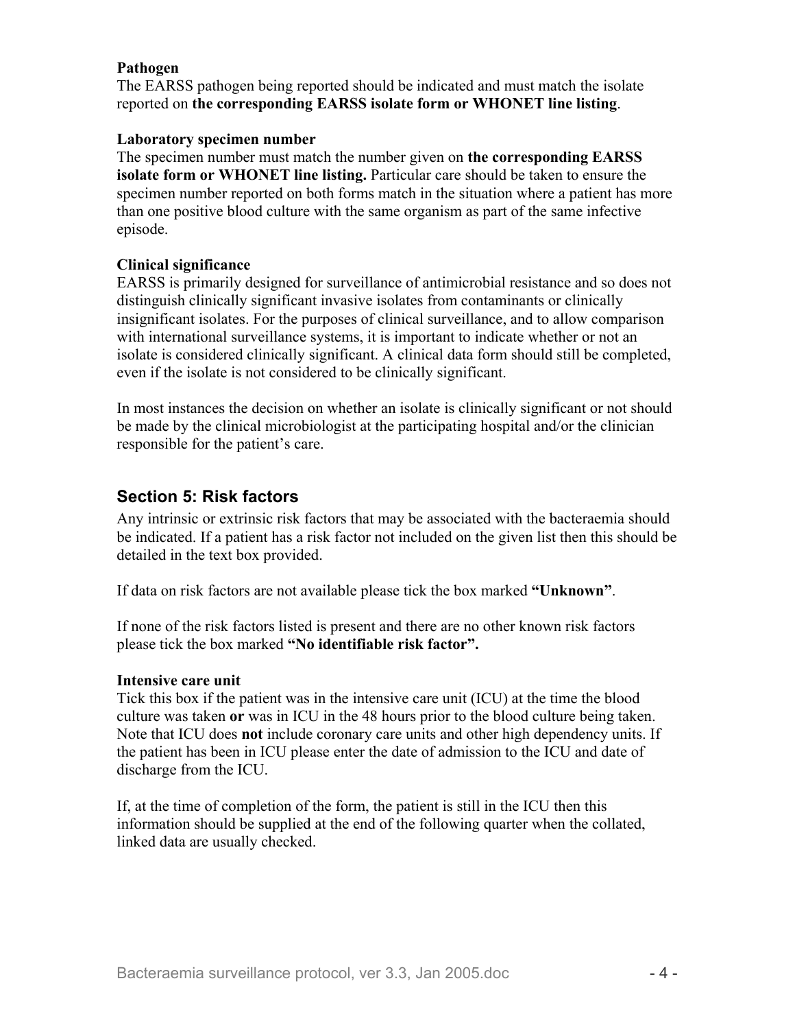**Pathogen**

The EARSS pathogen being reported should be indicated and must match the isolate reported on **the corresponding EARSS isolate form or WHONET line listing**.

**Laboratory specimen number**

The specimen number must match the number given on **the corresponding EARSS isolate form or WHONET line listing.** Particular care should be taken to ensure the specimen number reported on both forms match in the situation where a patient has more than one positive blood culture with the same organism as part of the same infective episode.

**Clinical significance**

EARSS is primarily designed for surveillance of antimicrobial resistance and so does not distinguish clinically significant invasive isolates from contaminants or clinically insignificant isolates. For the purposes of clinical surveillance, and to allow comparison with international surveillance systems, it is important to indicate whether or not an isolate is considered clinically significant. A clinical data form should still be completed, even if the isolate is not considered to be clinically significant.

In most instances the decision on whether an isolate is clinically significant or not should be made by the clinical microbiologist at the participating hospital and/or the clinician responsible for the patient's care.

## Section 5: Risk factors

Any intrinsic or extrinsic risk factors that may be associated with the bacteraemia should be indicated. If a patient has a risk factor not included on the given list then this should be detailed in the text box provided.

If data on risk factors are not available please tick the box marked **"Unknown"**.

If none of the risk factors listed is present and there are no other known risk factors please tick the box marked **"No identifiable risk factor".**

**Intensive care unit**

Tick this box if the patient was in the intensive care unit (ICU) at the time the blood culture was taken **or** was in ICU in the 48 hours prior to the blood culture being taken. Note that ICU does **not** include coronary care units and other high dependency units. If the patient has been in ICU please enter the date of admission to the ICU and date of discharge from the ICU.

If, at the time of completion of the form, the patient is still in the ICU then this information should be supplied at the end of the following quarter when the collated, linked data are usually checked.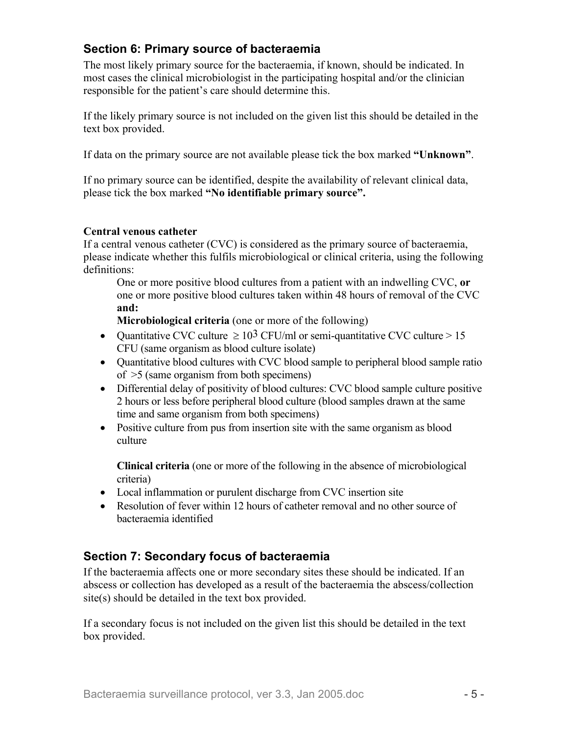## Section 6: Primary source of bacteraemia

The most likely primary source for the bacteraemia, if known, should be indicated. In most cases the clinical microbiologist in the participating hospital and/or the clinician responsible for the patient's care should determine this.

If the likely primary source is not included on the given list this should be detailed in the text box provided.

If data on the primary source are not available please tick the box marked **"Unknown"**.

If no primary source can be identified, despite the availability of relevant clinical data, please tick the box marked **"No identifiable primary source".**

**Central venous catheter**

If a central venous catheter (CVC) is considered as the primary source of bacteraemia, please indicate whether this fulfils microbiological or clinical criteria, using the following definitions:

One or more positive blood cultures from a patient with an indwelling CVC, **or** one or more positive blood cultures taken within 48 hours of removal of the CVC **and:**

**Microbiological criteria** (one or more of the following)

- Quantitative CVC culture $\geq 10^3$ CFU/ml or semi-quantitative CVC culture > 15 CFU (same organism as blood culture isolate)
- Quantitative blood cultures with CVC blood sample to peripheral blood sample ratio of >5 (same organism from both specimens)
- Differential delay of positivity of blood cultures: CVC blood sample culture positive 2 hours or less before peripheral blood culture (blood samples drawn at the same time and same organism from both specimens)
- Positive culture from pus from insertion site with the same organism as blood culture

**Clinical criteria** (one or more of the following in the absence of microbiological criteria)

- Local inflammation or purulent discharge from CVC insertion site
- Resolution of fever within 12 hours of catheter removal and no other source of bacteraemia identified

## Section 7: Secondary focus of bacteraemia

If the bacteraemia affects one or more secondary sites these should be indicated. If an abscess or collection has developed as a result of the bacteraemia the abscess/collection site(s) should be detailed in the text box provided.

If a secondary focus is not included on the given list this should be detailed in the text box provided.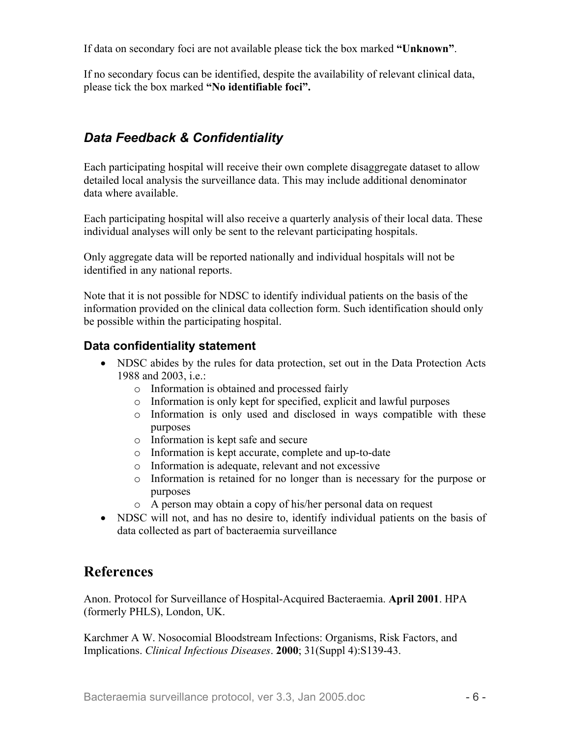If data on secondary foci are not available please tick the box marked **"Unknown"**.

If no secondary focus can be identified, despite the availability of relevant clinical data, please tick the box marked **"No identifiable foci".**

## *Data Feedback & Confidentiality*

Each participating hospital will receive their own complete disaggregate dataset to allow detailed local analysis the surveillance data. This may include additional denominator data where available.

Each participating hospital will also receive a quarterly analysis of their local data. These individual analyses will only be sent to the relevant participating hospitals.

Only aggregate data will be reported nationally and individual hospitals will not be identified in any national reports.

Note that it is not possible for NDSC to identify individual patients on the basis of the information provided on the clinical data collection form. Such identification should only be possible within the participating hospital.

### Data confidentiality statement

- NDSC abides by the rules for data protection, set out in the Data Protection Acts 1988 and 2003, i.e.:
    - Information is obtained and processed fairly
    - Information is only kept for specified, explicit and lawful purposes
    - Information is only used and disclosed in ways compatible with these purposes
    - Information is kept safe and secure
    - Information is kept accurate, complete and up-to-date
    - Information is adequate, relevant and not excessive
    - Information is retained for no longer than is necessary for the purpose or purposes
    - A person may obtain a copy of his/her personal data on request
- NDSC will not, and has no desire to, identify individual patients on the basis of data collected as part of bacteraemia surveillance

# References

Anon. Protocol for Surveillance of Hospital-Acquired Bacteraemia. **April 2001**. HPA (formerly PHLS), London, UK.

Karchmer A W. Nosocomial Bloodstream Infections: Organisms, Risk Factors, and Implications. *Clinical Infectious Diseases*. **2000**; 31(Suppl 4):S139-43.